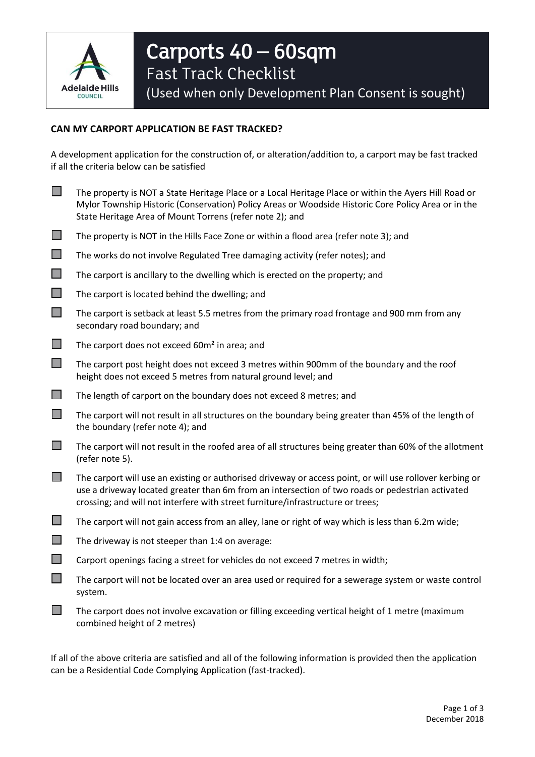# Carports 40 – 60sqm

## Fast Track Checklist

(Used when only Development Plan Consent is sought)

**CAN MY CARPORT APPLICATION BE FAST TRACKED?**

A development application for the construction of, or alteration/addition to, a carport may be fast tracked if all the criteria below can be satisfied

- ☐ The property is NOT a State Heritage Place or a Local Heritage Place or within the Ayers Hill Road or Mylor Township Historic (Conservation) Policy Areas or Woodside Historic Core Policy Area or in the State Heritage Area of Mount Torrens (refer note 2); and
- ☐ The property is NOT in the Hills Face Zone or within a flood area (refer note 3); and
- ☐ The works do not involve Regulated Tree damaging activity (refer notes); and
- ☐ The carport is ancillary to the dwelling which is erected on the property; and
- ☐ The carport is located behind the dwelling; and
- ☐ The carport is setback at least 5.5 metres from the primary road frontage and 900 mm from any secondary road boundary; and
- ☐ The carport does not exceed 60m² in area; and
- ☐ The carport post height does not exceed 3 metres within 900mm of the boundary and the roof height does not exceed 5 metres from natural ground level; and
- ☐ The length of carport on the boundary does not exceed 8 metres; and
- ☐ The carport will not result in all structures on the boundary being greater than 45% of the length of the boundary (refer note 4); and
- ☐ The carport will not result in the roofed area of all structures being greater than 60% of the allotment (refer note 5).
- ☐ The carport will use an existing or authorised driveway or access point, or will use rollover kerbing or use a driveway located greater than 6m from an intersection of two roads or pedestrian activated crossing; and will not interfere with street furniture/infrastructure or trees;
- ☐ The carport will not gain access from an alley, lane or right of way which is less than 6.2m wide;
- ☐ The driveway is not steeper than 1:4 on average:
- ☐ Carport openings facing a street for vehicles do not exceed 7 metres in width;
- ☐ The carport will not be located over an area used or required for a sewerage system or waste control system.
- ☐ The carport does not involve excavation or filling exceeding vertical height of 1 metre (maximum combined height of 2 metres)

If all of the above criteria are satisfied and all of the following information is provided then the application can be a Residential Code Complying Application (fast-tracked).

December 2018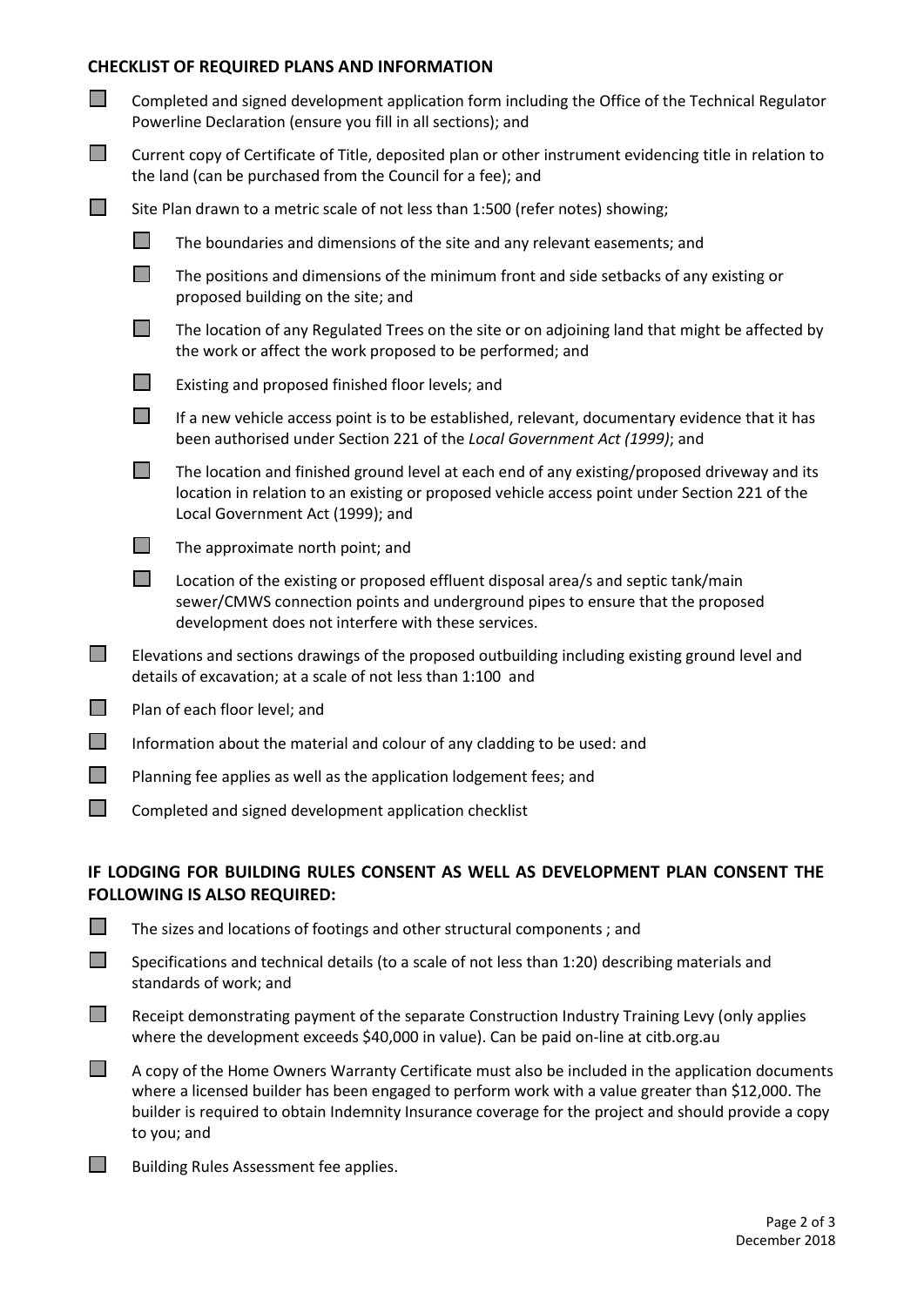### CHECKLIST OF REQUIRED PLANS AND INFORMATION

- [ ] Completed and signed development application form including the Office of the Technical Regulator Powerline Declaration (ensure you fill in all sections); and
- [ ] Current copy of Certificate of Title, deposited plan or other instrument evidencing title in relation to the land (can be purchased from the Council for a fee); and
- [ ] Site Plan drawn to a metric scale of not less than 1:500 (refer notes) showing;
  - [ ] The boundaries and dimensions of the site and any relevant easements; and
  - [ ] The positions and dimensions of the minimum front and side setbacks of any existing or proposed building on the site; and
  - [ ] The location of any Regulated Trees on the site or on adjoining land that might be affected by the work or affect the work proposed to be performed; and
  - [ ] Existing and proposed finished floor levels; and
  - [ ] If a new vehicle access point is to be established, relevant, documentary evidence that it has been authorised under Section 221 of the *Local Government Act (1999)*; and
  - [ ] The location and finished ground level at each end of any existing/proposed driveway and its location in relation to an existing or proposed vehicle access point under Section 221 of the Local Government Act (1999); and
  - [ ] The approximate north point; and
  - [ ] Location of the existing or proposed effluent disposal area/s and septic tank/main sewer/CMWS connection points and underground pipes to ensure that the proposed development does not interfere with these services.
- [ ] Elevations and sections drawings of the proposed outbuilding including existing ground level and details of excavation; at a scale of not less than 1:100 and
- [ ] Plan of each floor level; and
- [ ] Information about the material and colour of any cladding to be used: and
- [ ] Planning fee applies as well as the application lodgement fees; and
- [ ] Completed and signed development application checklist

### IF LODGING FOR BUILDING RULES CONSENT AS WELL AS DEVELOPMENT PLAN CONSENT THE FOLLOWING IS ALSO REQUIRED:

- [ ] The sizes and locations of footings and other structural components ; and
- [ ] Specifications and technical details (to a scale of not less than 1:20) describing materials and standards of work; and
- [ ] Receipt demonstrating payment of the separate Construction Industry Training Levy (only applies where the development exceeds $40,000 in value). Can be paid on-line at citb.org.au
- [ ] A copy of the Home Owners Warranty Certificate must also be included in the application documents where a licensed builder has been engaged to perform work with a value greater than $12,000. The builder is required to obtain Indemnity Insurance coverage for the project and should provide a copy to you; and
- [ ] Building Rules Assessment fee applies.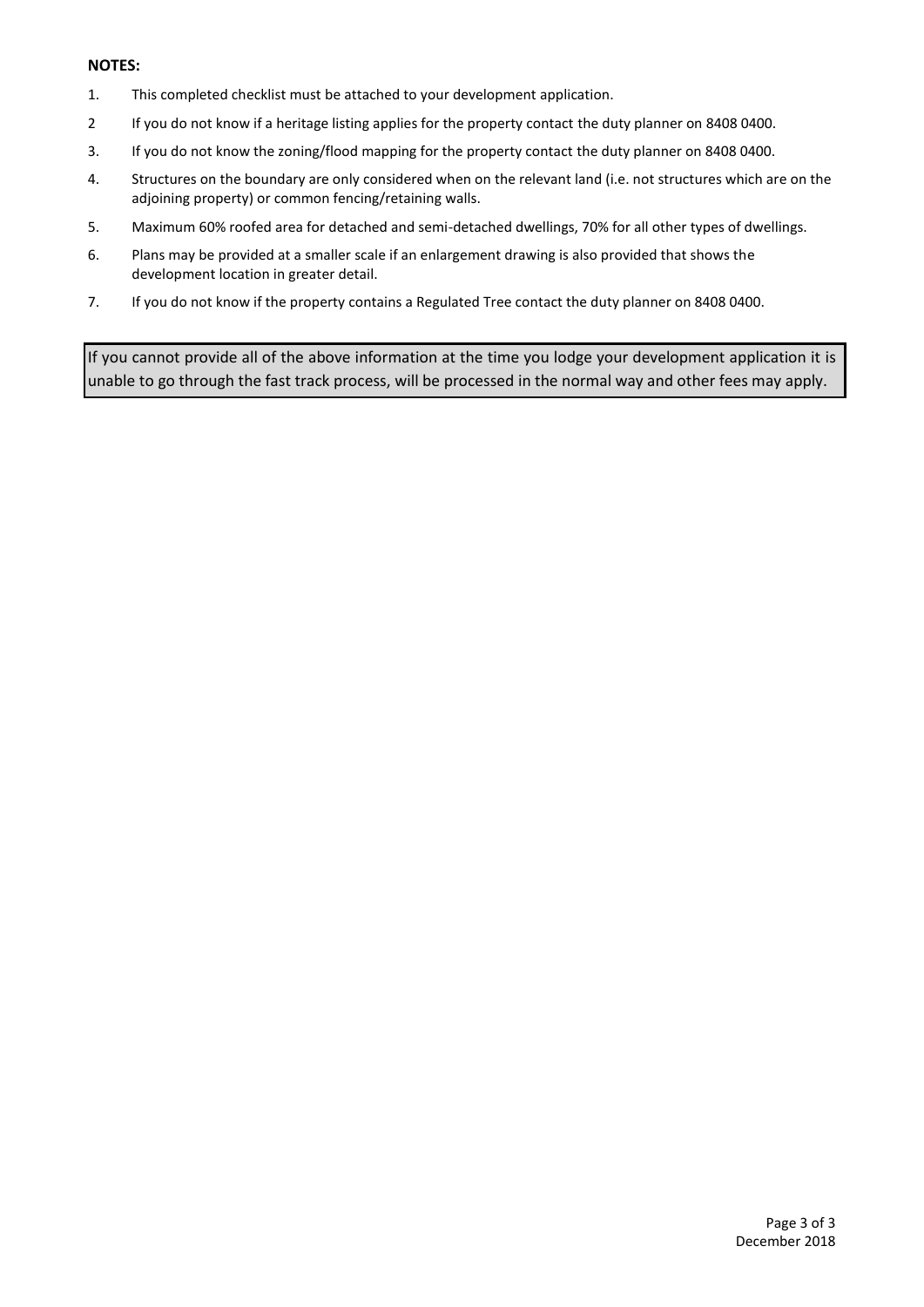**NOTES:**

1. This completed checklist must be attached to your development application.
2. If you do not know if a heritage listing applies for the property contact the duty planner on 8408 0400.
3. If you do not know the zoning/flood mapping for the property contact the duty planner on 8408 0400.
4. Structures on the boundary are only considered when on the relevant land (i.e. not structures which are on the adjoining property) or common fencing/retaining walls.
5. Maximum 60% roofed area for detached and semi-detached dwellings, 70% for all other types of dwellings.
6. Plans may be provided at a smaller scale if an enlargement drawing is also provided that shows the development location in greater detail.
7. If you do not know if the property contains a Regulated Tree contact the duty planner on 8408 0400.

If you cannot provide all of the above information at the time you lodge your development application it is unable to go through the fast track process, will be processed in the normal way and other fees may apply.

December 2018